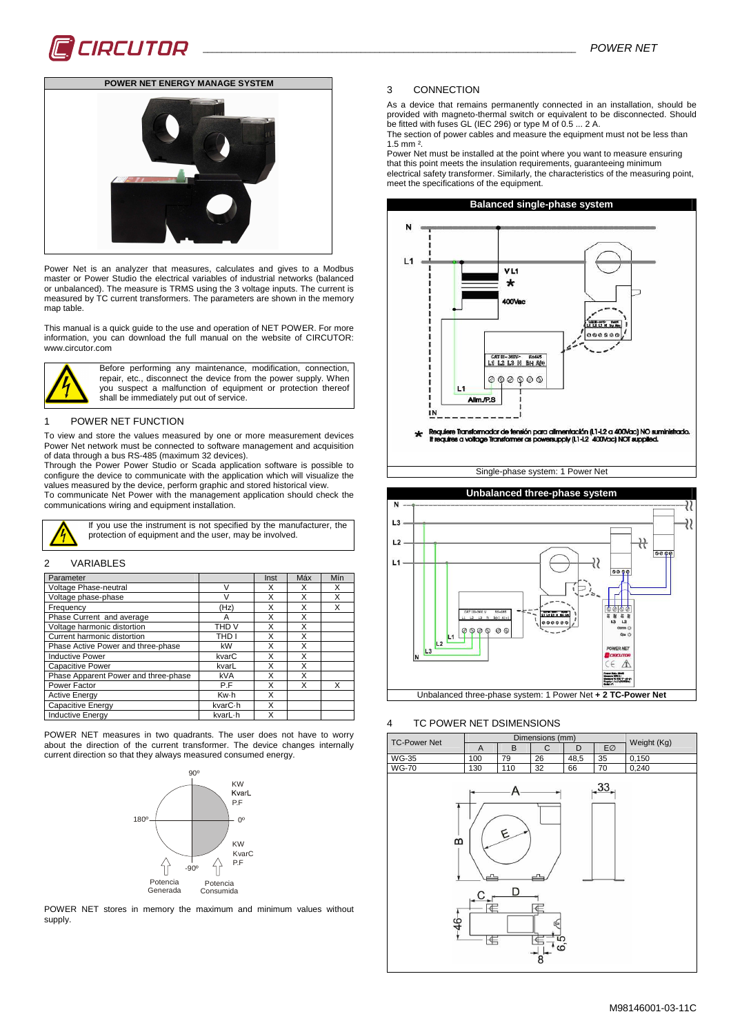**POWER NET ENERGY MANAGE SYSTEM**

Power Net is an analyzer that measures, calculates and gives to a Modbus master or Power Studio the electrical variables of industrial networks (balanced or unbalanced). The measure is TRMS using the 3 voltage inputs. The current is measured by TC current transformers. The parameters are shown in the memory map table.

This manual is a quick guide to the use and operation of NET POWER. For more information, you can download the full manual on the website of CIRCUTOR: www.circutor.com

Before performing any maintenance, modification, connection, repair, etc., disconnect the device from the power supply. When you suspect a malfunction of equipment or protection thereof shall be immediately put out of service.

## 1 POWER NET FUNCTION

To view and store the values measured by one or more measurement devices Power Net network must be connected to software management and acquisition of data through a bus RS-485 (maximum 32 devices).
Through the Power Power Studio or Scada application software is possible to configure the device to communicate with the application which will visualize the values measured by the device, perform graphic and stored historical view.
To communicate Net Power with the management application should check the communications wiring and equipment installation.

If you use the instrument is not specified by the manufacturer, the protection of equipment and the user, may be involved.

## 2 VARIABLES

| Parameter | | Inst | Máx | Min |
|---|---|---|---|---|
| Voltage Phase-neutral | V | X | X | X |
| Voltage phase-phase | V | X | X | X |
| Frequency | (Hz) | X | X | X |
| Phase Current and average | A | X | X | |
| Voltage harmonic distortion | THD V | X | X | |
| Current harmonic distortion | THD I | X | X | |
| Phase Active Power and three-phase | kW | X | X | |
| Inductive Power | kvarC | X | X | |
| Capacitive Power | kvarL | X | X | |
| Phase Apparent Power and three-phase | kVA | X | X | |
| Power Factor | P.F | X | X | X |
| Active Energy | Kw·h | X | | |
| Capacitive Energy | kvarC·h | X | | |
| Inductive Energy | kvarL·h | X | | |

POWER NET measures in two quadrants. The user does not have to worry about the direction of the current transformer. The device changes internally current direction so that they always measured consumed energy.

90º — KW, KvarL, P.F — 180º — 0º — KW, KvarC, P.F — -90º — Potencia Generada — Potencia Consumida

POWER NET stores in memory the maximum and minimum values without supply.

## 3 CONNECTION

As a device that remains permanently connected in an installation, should be provided with magneto-thermal switch or equivalent to be disconnected. Should be fitted with fuses GL (IEC 296) or type M of 0.5 ... 2 A.
The section of power cables and measure the equipment must not be less than 1.5 mm ².
Power Net must be installed at the point where you want to measure ensuring that this point meets the insulation requirements, guaranteeing minimum electrical safety transformer. Similarly, the characteristics of the measuring point, meet the the specifications of the equipment.

**Balanced single-phase system**

\* Requiere Transformador de tensión para alimentación (L1-L2 a 400Vac) NO suministrado.
It requires a voltage Transformer as powersupply (L1-L2 400Vac) NOT supplied.

Single-phase system: 1 Power Net

**Unbalanced three-phase system**

Unbalanced three-phase system: 1 Power Net **+ 2 TC-Power Net**

## 4 TC POWER NET DSIMENSIONS

| TC-Power Net | Dimensions (mm) | | | | | Weight (Kg) |
|---|---|---|---|---|---|---|
| | A | B | C | D | EØ | |
| WG-35 | 100 | 79 | 26 | 48,5 | 35 | 0,150 |
| WG-70 | 130 | 110 | 32 | 66 | 70 | 0,240 |

M98146001-03-11C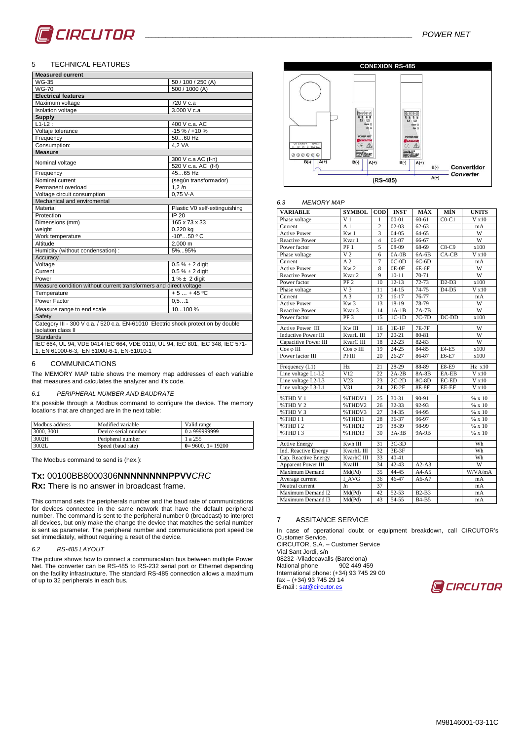## 5 TECHNICAL FEATURES

| | |
|---|---|
| **Measured current** | |
| WG-35 | 50 / 100 / 250 (A) |
| WG-70 | 500 / 1000 (A) |
| **Electrical features** | |
| Maximum voltage | 720 V c.a |
| Isolation voltage | 3.000 V c.a |
| **Supply** | |
| L1-L2 : | 400 V c.a. AC |
| Voltaje tolerance | -15 % / +10 % |
| Frequency | 50…60 Hz |
| Consumption: | 4,2 VA |
| **Measure** | |
| Nominal voltage | 300 V c.a AC (f-n)<br>520 V c.a. AC (f-f) |
| Frequency | 45…65 Hz |
| Nominal current | (según transformador) |
| Permanent overload | 1,2 *In* |
| Voltage circuit consumption | 0,75 V·A |
| Mechanical and enviromental | |
| Material | Plastic V0 self-extinguishing |
| Protection | IP 20 |
| Dimensions (mm) | 165 x 73 x 33 |
| weight | 0.220 kg |
| Work temperature | -10º…50 º C |
| Altitude | 2.000 m |
| Humidity (without condensation) : | 5%...95% |
| Accuracy | |
| Voltage | 0.5 % ± 2 digit |
| Current | 0.5 % ± 2 digit |
| Power | 1 % ± 2 digit |
| Measure condition without current transformers and direct voltage | |
| Temperature | + 5 … + 45 ºC |
| Power Factor | 0,5…1 |
| Measure range to end scale | 10...100 % |
| Safety | |
| Category III - 300 V c.a. / 520 c.a. EN-61010 Electric shock protection by double isolation class II | |
| Standards | |
| IEC 664, UL 94, VDE 0414 IEC 664, VDE 0110, UL 94, IEC 801, IEC 348, IEC 571-1, EN 61000-6-3, EN 61000-6-1, EN-61010-1 | |

## 6 COMMUNICATIONS

The MEMORY MAP table shows the memory map addresses of each variable that measures and calculates the analyzer and it's code.

### 6.1 PERIPHERAL NUMBER AND BAUDRATE

It's possible through a Modbus command to configure the device. The memory locations that are changed are in the next table:

| Modbus address | Modified variable | Valid range |
|---|---|---|
| 3000, 3001 | Device serial number | 0 a 999999999 |
| 3002H | Peripheral number | 1 a 255 |
| 3002L | Speed (baud rate) | **0**= 9600, **1**= 19200 |

The Modbus command to send is (hex.):

**Tx:** 00100BB8000306**NNNNNNNNPPVV***CRC*

**Rx:** There is no answer in broadcast frame.

This command sets the peripherals number and the baud rate of communications for devices connected in the same network that have the default peripheral number. The command is sent to the peripheral number 0 (broadcast) to interpret all devices, but only make the change the device that matches the serial number is sent as parameter. The peripheral number and communications port speed be set immediately, without requiring a reset of the device.

### 6.2 RS-485 LAYOUT

The picture shows how to connect a communication bus between multiple Power Net. The converter can be RS-485 to RS-232 serial port or Ethernet depending on the facility infrastructure. The standard RS-485 connection allows a maximum of up to 32 peripherals in each bus.

**CONEXION RS-485**

B(-) A(+) B(-) A(+) B(-) A(+) B(-) A(+)

(RS-485)

Convertidor
Converter

### 6.3 MEMORY MAP

| VARIABLE | SYMBOL | COD | INST | MÁX | MÍN | UNITS |
|---|---|---|---|---|---|---|
| Phase voltage | V 1 | 1 | 00-01 | 60-61 | C0-C1 | V x10 |
| Current | A 1 | 2 | 02-03 | 62-63 | | mA |
| Active Power | Kw 1 | 3 | 04-05 | 64-65 | | W |
| Reactive Power | Kvar 1 | 4 | 06-07 | 66-67 | | W |
| Power factor | PF 1 | 5 | 08-09 | 68-69 | C8-C9 | x100 |
| Phase voltage | V 2 | 6 | 0A-0B | 6A-6B | CA-CB | V x10 |
| Current | A 2 | 7 | 0C-0D | 6C-6D | | mA |
| Active Power | Kw 2 | 8 | 0E-0F | 6E-6F | | W |
| Reactive Power | Kvar 2 | 9 | 10-11 | 70-71 | | W |
| Power factor | PF 2 | 10 | 12-13 | 72-73 | D2-D3 | x100 |
| Phase voltage | V 3 | 11 | 14-15 | 74-75 | D4-D5 | V x10 |
| Current | A 3 | 12 | 16-17 | 76-77 | | mA |
| Active Power | Kw 3 | 13 | 18-19 | 78-79 | | W |
| Reactive Power | Kvar 3 | 14 | 1A-1B | 7A-7B | | W |
| Power factor | PF 3 | 15 | 1C-1D | 7C-7D | DC-DD | x100 |
| Active Power III | Kw III | 16 | 1E-1F | 7E-7F | | W |
| Inductive Power III | KvarL III | 17 | 20-21 | 80-81 | | W |
| Capacitive Power III | KvarC III | 18 | 22-23 | 82-83 | | W |
| Cos φ III | Cos φ III | 19 | 24-25 | 84-85 | E4-E5 | x100 |
| Power factor III | PFIII | 20 | 26-27 | 86-87 | E6-E7 | x100 |
| Frequency (L1) | Hz | 21 | 28-29 | 88-89 | E8-E9 | Hz x10 |
| Line voltage L1-L2 | V12 | 22 | 2A-2B | 8A-8B | EA-EB | V x10 |
| Line voltage L2-L3 | V23 | 23 | 2C-2D | 8C-8D | EC-ED | V x10 |
| Line voltage L3-L1 | V31 | 24 | 2E-2F | 8E-8F | EE-EF | V x10 |
| %THD V 1 | %THDV1 | 25 | 30-31 | 90-91 | | % x 10 |
| %THD V 2 | %THDV2 | 26 | 32-33 | 92-93 | | % x 10 |
| %THD V 3 | %THDV3 | 27 | 34-35 | 94-95 | | % x 10 |
| %THD I 1 | %THDI1 | 28 | 36-37 | 96-97 | | % x 10 |
| %THD I 2 | %THDI2 | 29 | 38-39 | 98-99 | | % x 10 |
| %THD I 3 | %THDI3 | 30 | 3A-3B | 9A-9B | | % x 10 |
| Active Energy | Kwh III | 31 | 3C-3D | | | Wh |
| Ind. Reactive Energy | KvarhL III | 32 | 3E-3F | | | Wh |
| Cap. Reactive Energy | KvarhC III | 33 | 40-41 | | | Wh |
| Apparent Power III | KvaIII | 34 | 42-43 | A2-A3 | | W |
| Maximum Demand | Md(Pd) | 35 | 44-45 | A4-A5 | | W/VA/mA |
| Average current | I_AVG | 36 | 46-47 | A6-A7 | | mA |
| Neutral current | *In* | 37 | | | | mA |
| Maximum Demand I2 | Md(Pd) | 42 | 52-53 | B2-B3 | | mA |
| Maximum Demand I3 | Md(Pd) | 43 | 54-55 | B4-B5 | | mA |

## 7 ASSITANCE SERVICE

In case of operational doubt or equipment breakdown, call CIRCUTOR's Customer Service.
CIRCUTOR, S.A. – Customer Service
Vial Sant Jordi, s/n
08232 -Viladecavalls (Barcelona)
National phone 902 449 459
International phone: (+34) 93 745 29 00
fax – (+34) 93 745 29 14
E-mail : sat@circutor.es

M98146001-03-11C